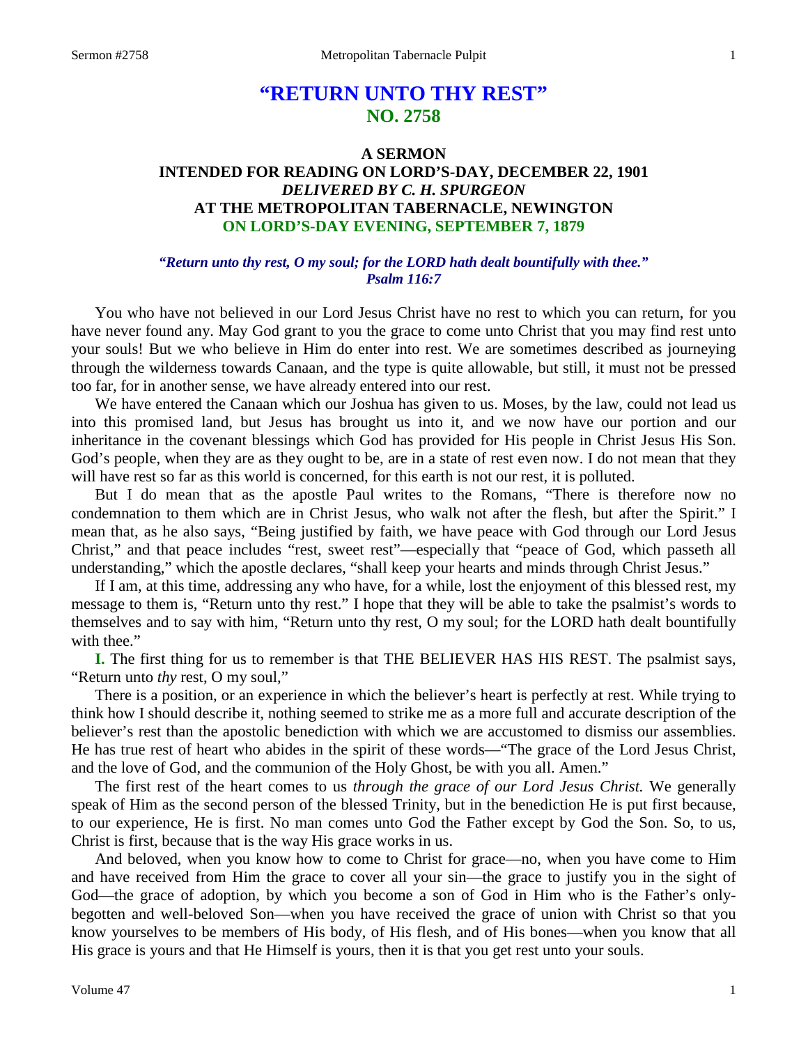# "RETURN UNTO THY REST"
## NO. 2758

### A SERMON
### INTENDED FOR READING ON LORD'S-DAY, DECEMBER 22, 1901
### *DELIVERED BY C. H. SPURGEON*
### AT THE METROPOLITAN TABERNACLE, NEWINGTON
### ON LORD'S-DAY EVENING, SEPTEMBER 7, 1879

***"Return unto thy rest, O my soul; for the LORD hath dealt bountifully with thee." Psalm 116:7***

You who have not believed in our Lord Jesus Christ have no rest to which you can return, for you have never found any. May God grant to you the grace to come unto Christ that you may find rest unto your souls! But we who believe in Him do enter into rest. We are sometimes described as journeying through the wilderness towards Canaan, and the type is quite allowable, but still, it must not be pressed too far, for in another sense, we have already entered into our rest.

We have entered the Canaan which our Joshua has given to us. Moses, by the law, could not lead us into this promised land, but Jesus has brought us into it, and we now have our portion and our inheritance in the covenant blessings which God has provided for His people in Christ Jesus His Son. God's people, when they are as they ought to be, are in a state of rest even now. I do not mean that they will have rest so far as this world is concerned, for this earth is not our rest, it is polluted.

But I do mean that as the apostle Paul writes to the Romans, "There is therefore now no condemnation to them which are in Christ Jesus, who walk not after the flesh, but after the Spirit." I mean that, as he also says, "Being justified by faith, we have peace with God through our Lord Jesus Christ," and that peace includes "rest, sweet rest"—especially that "peace of God, which passeth all understanding," which the apostle declares, "shall keep your hearts and minds through Christ Jesus."

If I am, at this time, addressing any who have, for a while, lost the enjoyment of this blessed rest, my message to them is, "Return unto thy rest." I hope that they will be able to take the psalmist's words to themselves and to say with him, "Return unto thy rest, O my soul; for the LORD hath dealt bountifully with thee."

**I.** The first thing for us to remember is that THE BELIEVER HAS HIS REST. The psalmist says, "Return unto *thy* rest, O my soul,"

There is a position, or an experience in which the believer's heart is perfectly at rest. While trying to think how I should describe it, nothing seemed to strike me as a more full and accurate description of the believer's rest than the apostolic benediction with which we are accustomed to dismiss our assemblies. He has true rest of heart who abides in the spirit of these words—"The grace of the Lord Jesus Christ, and the love of God, and the communion of the Holy Ghost, be with you all. Amen."

The first rest of the heart comes to us *through the grace of our Lord Jesus Christ.* We generally speak of Him as the second person of the blessed Trinity, but in the benediction He is put first because, to our experience, He is first. No man comes unto God the Father except by God the Son. So, to us, Christ is first, because that is the way His grace works in us.

And beloved, when you know how to come to Christ for grace—no, when you have come to Him and have received from Him the grace to cover all your sin—the grace to justify you in the sight of God—the grace of adoption, by which you become a son of God in Him who is the Father's only-begotten and well-beloved Son—when you have received the grace of union with Christ so that you know yourselves to be members of His body, of His flesh, and of His bones—when you know that all His grace is yours and that He Himself is yours, then it is that you get rest unto your souls.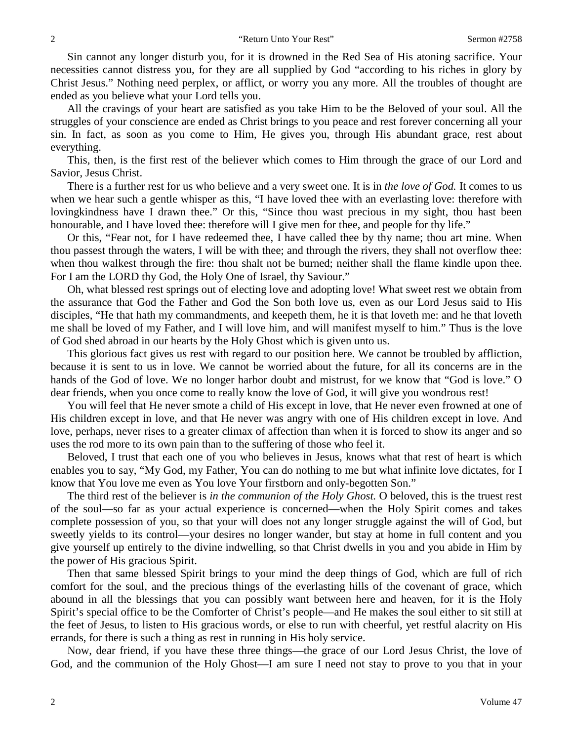Sin cannot any longer disturb you, for it is drowned in the Red Sea of His atoning sacrifice. Your necessities cannot distress you, for they are all supplied by God "according to his riches in glory by Christ Jesus." Nothing need perplex, or afflict, or worry you any more. All the troubles of thought are ended as you believe what your Lord tells you.

All the cravings of your heart are satisfied as you take Him to be the Beloved of your soul. All the struggles of your conscience are ended as Christ brings to you peace and rest forever concerning all your sin. In fact, as soon as you come to Him, He gives you, through His abundant grace, rest about everything.

This, then, is the first rest of the believer which comes to Him through the grace of our Lord and Savior, Jesus Christ.

There is a further rest for us who believe and a very sweet one. It is in *the love of God.* It comes to us when we hear such a gentle whisper as this, "I have loved thee with an everlasting love: therefore with lovingkindness have I drawn thee." Or this, "Since thou wast precious in my sight, thou hast been honourable, and I have loved thee: therefore will I give men for thee, and people for thy life."

Or this, "Fear not, for I have redeemed thee, I have called thee by thy name; thou art mine. When thou passest through the waters, I will be with thee; and through the rivers, they shall not overflow thee: when thou walkest through the fire: thou shalt not be burned; neither shall the flame kindle upon thee. For I am the LORD thy God, the Holy One of Israel, thy Saviour."

Oh, what blessed rest springs out of electing love and adopting love! What sweet rest we obtain from the assurance that God the Father and God the Son both love us, even as our Lord Jesus said to His disciples, "He that hath my commandments, and keepeth them, he it is that loveth me: and he that loveth me shall be loved of my Father, and I will love him, and will manifest myself to him." Thus is the love of God shed abroad in our hearts by the Holy Ghost which is given unto us.

This glorious fact gives us rest with regard to our position here. We cannot be troubled by affliction, because it is sent to us in love. We cannot be worried about the future, for all its concerns are in the hands of the God of love. We no longer harbor doubt and mistrust, for we know that "God is love." O dear friends, when you once come to really know the love of God, it will give you wondrous rest!

You will feel that He never smote a child of His except in love, that He never even frowned at one of His children except in love, and that He never was angry with one of His children except in love. And love, perhaps, never rises to a greater climax of affection than when it is forced to show its anger and so uses the rod more to its own pain than to the suffering of those who feel it.

Beloved, I trust that each one of you who believes in Jesus, knows what that rest of heart is which enables you to say, "My God, my Father, You can do nothing to me but what infinite love dictates, for I know that You love me even as You love Your firstborn and only-begotten Son."

The third rest of the believer is *in the communion of the Holy Ghost.* O beloved, this is the truest rest of the soul—so far as your actual experience is concerned—when the Holy Spirit comes and takes complete possession of you, so that your will does not any longer struggle against the will of God, but sweetly yields to its control—your desires no longer wander, but stay at home in full content and you give yourself up entirely to the divine indwelling, so that Christ dwells in you and you abide in Him by the power of His gracious Spirit.

Then that same blessed Spirit brings to your mind the deep things of God, which are full of rich comfort for the soul, and the precious things of the everlasting hills of the covenant of grace, which abound in all the blessings that you can possibly want between here and heaven, for it is the Holy Spirit's special office to be the Comforter of Christ's people—and He makes the soul either to sit still at the feet of Jesus, to listen to His gracious words, or else to run with cheerful, yet restful alacrity on His errands, for there is such a thing as rest in running in His holy service.

Now, dear friend, if you have these three things—the grace of our Lord Jesus Christ, the love of God, and the communion of the Holy Ghost—I am sure I need not stay to prove to you that in your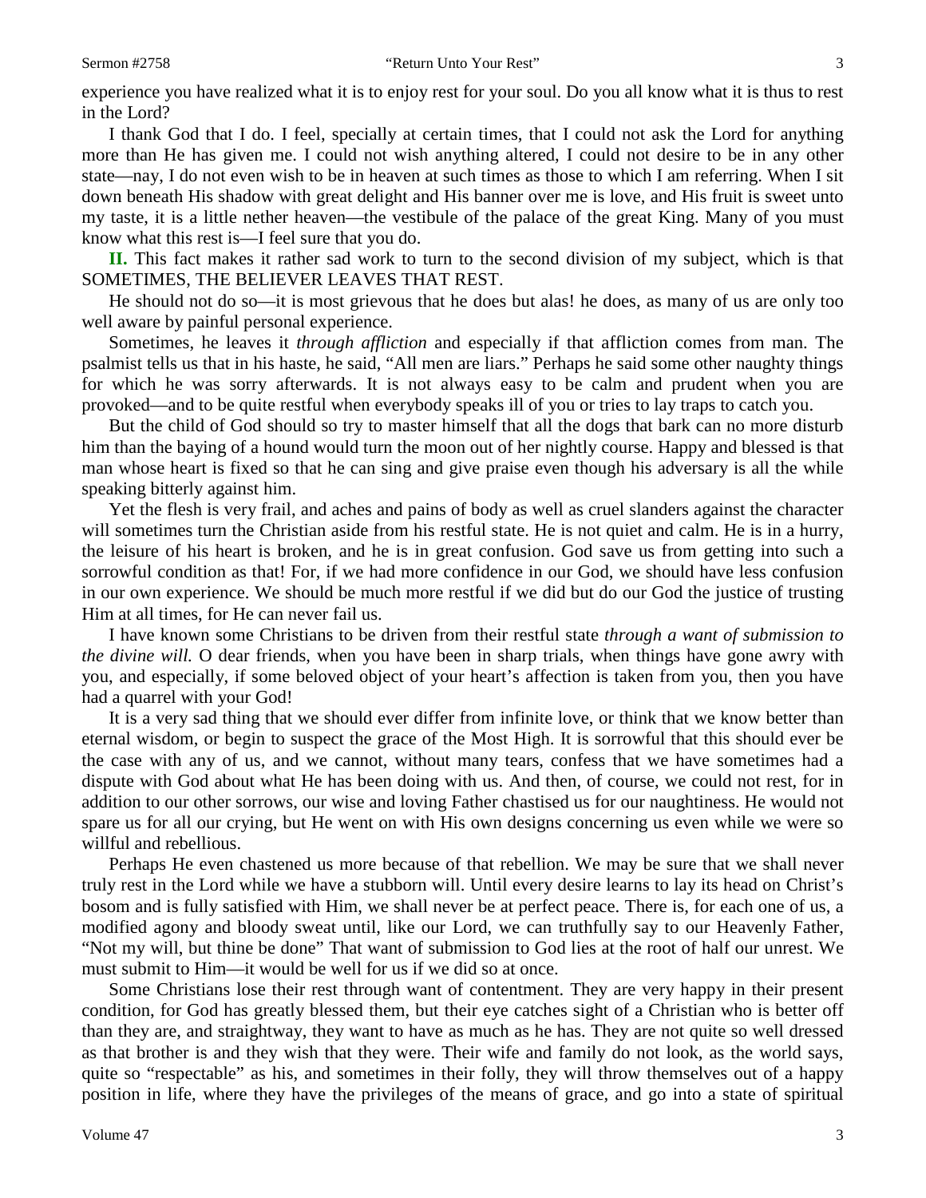experience you have realized what it is to enjoy rest for your soul. Do you all know what it is thus to rest in the Lord?

I thank God that I do. I feel, specially at certain times, that I could not ask the Lord for anything more than He has given me. I could not wish anything altered, I could not desire to be in any other state—nay, I do not even wish to be in heaven at such times as those to which I am referring. When I sit down beneath His shadow with great delight and His banner over me is love, and His fruit is sweet unto my taste, it is a little nether heaven—the vestibule of the palace of the great King. Many of you must know what this rest is—I feel sure that you do.

**II.** This fact makes it rather sad work to turn to the second division of my subject, which is that SOMETIMES, THE BELIEVER LEAVES THAT REST.

He should not do so—it is most grievous that he does but alas! he does, as many of us are only too well aware by painful personal experience.

Sometimes, he leaves it *through affliction* and especially if that affliction comes from man. The psalmist tells us that in his haste, he said, "All men are liars." Perhaps he said some other naughty things for which he was sorry afterwards. It is not always easy to be calm and prudent when you are provoked—and to be quite restful when everybody speaks ill of you or tries to lay traps to catch you.

But the child of God should so try to master himself that all the dogs that bark can no more disturb him than the baying of a hound would turn the moon out of her nightly course. Happy and blessed is that man whose heart is fixed so that he can sing and give praise even though his adversary is all the while speaking bitterly against him.

Yet the flesh is very frail, and aches and pains of body as well as cruel slanders against the character will sometimes turn the Christian aside from his restful state. He is not quiet and calm. He is in a hurry, the leisure of his heart is broken, and he is in great confusion. God save us from getting into such a sorrowful condition as that! For, if we had more confidence in our God, we should have less confusion in our own experience. We should be much more restful if we did but do our God the justice of trusting Him at all times, for He can never fail us.

I have known some Christians to be driven from their restful state *through a want of submission to the divine will.* O dear friends, when you have been in sharp trials, when things have gone awry with you, and especially, if some beloved object of your heart's affection is taken from you, then you have had a quarrel with your God!

It is a very sad thing that we should ever differ from infinite love, or think that we know better than eternal wisdom, or begin to suspect the grace of the Most High. It is sorrowful that this should ever be the case with any of us, and we cannot, without many tears, confess that we have sometimes had a dispute with God about what He has been doing with us. And then, of course, we could not rest, for in addition to our other sorrows, our wise and loving Father chastised us for our naughtiness. He would not spare us for all our crying, but He went on with His own designs concerning us even while we were so willful and rebellious.

Perhaps He even chastened us more because of that rebellion. We may be sure that we shall never truly rest in the Lord while we have a stubborn will. Until every desire learns to lay its head on Christ's bosom and is fully satisfied with Him, we shall never be at perfect peace. There is, for each one of us, a modified agony and bloody sweat until, like our Lord, we can truthfully say to our Heavenly Father, "Not my will, but thine be done" That want of submission to God lies at the root of half our unrest. We must submit to Him—it would be well for us if we did so at once.

Some Christians lose their rest through want of contentment. They are very happy in their present condition, for God has greatly blessed them, but their eye catches sight of a Christian who is better off than they are, and straightway, they want to have as much as he has. They are not quite so well dressed as that brother is and they wish that they were. Their wife and family do not look, as the world says, quite so "respectable" as his, and sometimes in their folly, they will throw themselves out of a happy position in life, where they have the privileges of the means of grace, and go into a state of spiritual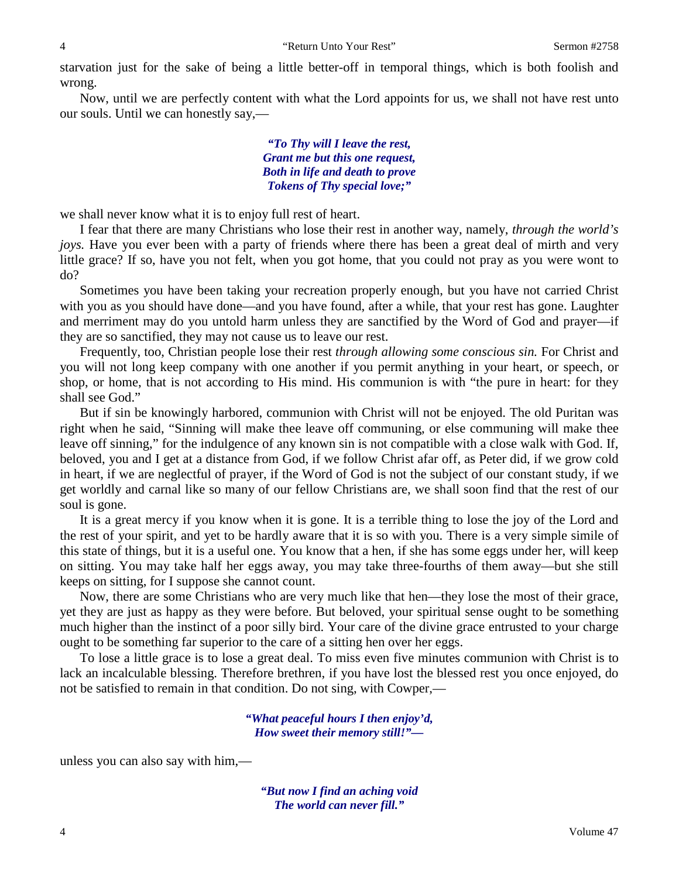starvation just for the sake of being a little better-off in temporal things, which is both foolish and wrong.

Now, until we are perfectly content with what the Lord appoints for us, we shall not have rest unto our souls. Until we can honestly say,—

> ***"To Thy will I leave the rest,***
> ***Grant me but this one request,***
> ***Both in life and death to prove***
> ***Tokens of Thy special love;"***

we shall never know what it is to enjoy full rest of heart.

I fear that there are many Christians who lose their rest in another way, namely, *through the world's joys.* Have you ever been with a party of friends where there has been a great deal of mirth and very little grace? If so, have you not felt, when you got home, that you could not pray as you were wont to do?

Sometimes you have been taking your recreation properly enough, but you have not carried Christ with you as you should have done—and you have found, after a while, that your rest has gone. Laughter and merriment may do you untold harm unless they are sanctified by the Word of God and prayer—if they are so sanctified, they may not cause us to leave our rest.

Frequently, too, Christian people lose their rest *through allowing some conscious sin.* For Christ and you will not long keep company with one another if you permit anything in your heart, or speech, or shop, or home, that is not according to His mind. His communion is with "the pure in heart: for they shall see God."

But if sin be knowingly harbored, communion with Christ will not be enjoyed. The old Puritan was right when he said, "Sinning will make thee leave off communing, or else communing will make thee leave off sinning," for the indulgence of any known sin is not compatible with a close walk with God. If, beloved, you and I get at a distance from God, if we follow Christ afar off, as Peter did, if we grow cold in heart, if we are neglectful of prayer, if the Word of God is not the subject of our constant study, if we get worldly and carnal like so many of our fellow Christians are, we shall soon find that the rest of our soul is gone.

It is a great mercy if you know when it is gone. It is a terrible thing to lose the joy of the Lord and the rest of your spirit, and yet to be hardly aware that it is so with you. There is a very simple simile of this state of things, but it is a useful one. You know that a hen, if she has some eggs under her, will keep on sitting. You may take half her eggs away, you may take three-fourths of them away—but she still keeps on sitting, for I suppose she cannot count.

Now, there are some Christians who are very much like that hen—they lose the most of their grace, yet they are just as happy as they were before. But beloved, your spiritual sense ought to be something much higher than the instinct of a poor silly bird. Your care of the divine grace entrusted to your charge ought to be something far superior to the care of a sitting hen over her eggs.

To lose a little grace is to lose a great deal. To miss even five minutes communion with Christ is to lack an incalculable blessing. Therefore brethren, if you have lost the blessed rest you once enjoyed, do not be satisfied to remain in that condition. Do not sing, with Cowper,—

> ***"What peaceful hours I then enjoy'd,***
> ***How sweet their memory still!"—***

unless you can also say with him,—

> ***"But now I find an aching void***
> ***The world can never fill."***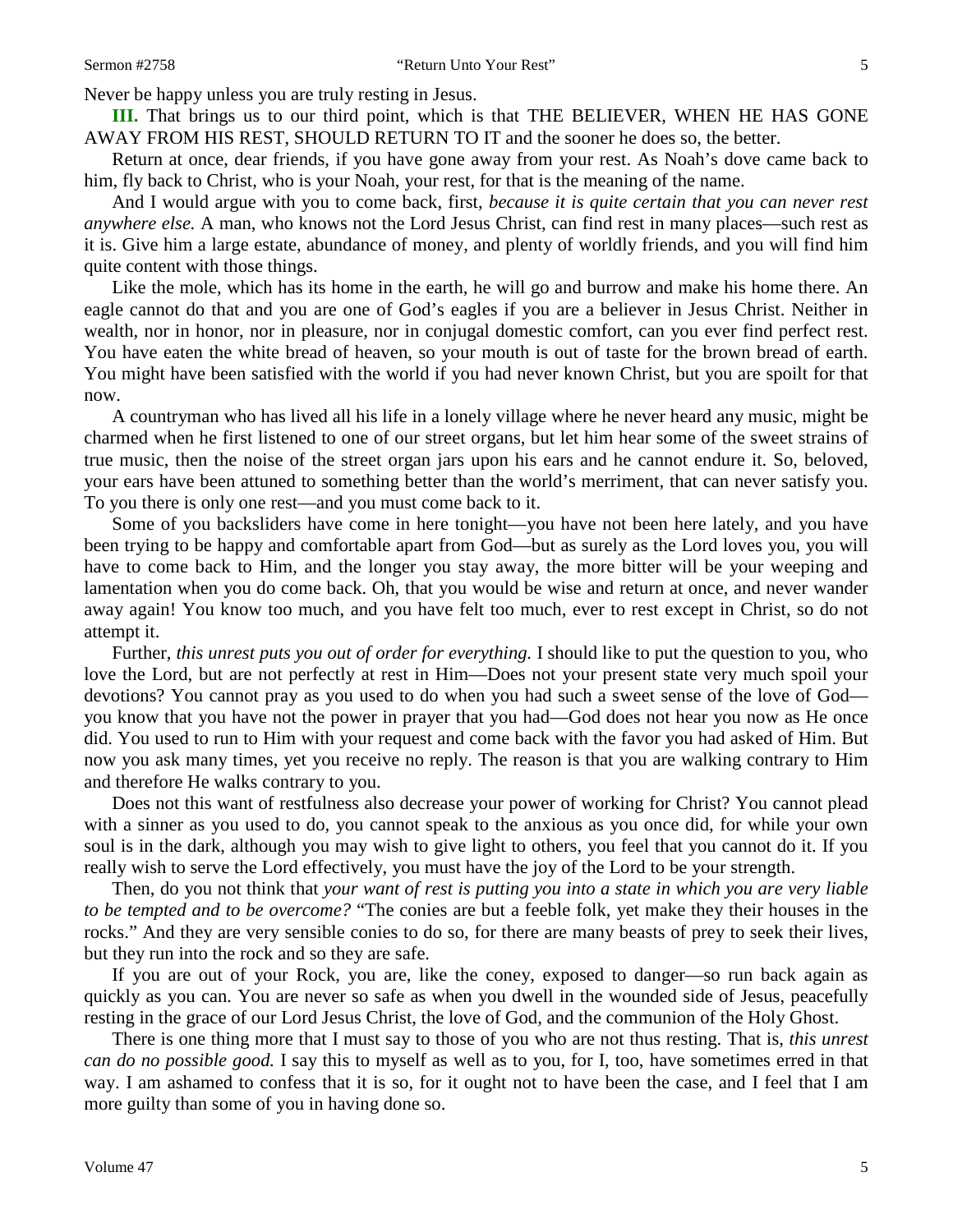Never be happy unless you are truly resting in Jesus.

**III.** That brings us to our third point, which is that THE BELIEVER, WHEN HE HAS GONE AWAY FROM HIS REST, SHOULD RETURN TO IT and the sooner he does so, the better.

Return at once, dear friends, if you have gone away from your rest. As Noah's dove came back to him, fly back to Christ, who is your Noah, your rest, for that is the meaning of the name.

And I would argue with you to come back, first, *because it is quite certain that you can never rest anywhere else.* A man, who knows not the Lord Jesus Christ, can find rest in many places—such rest as it is. Give him a large estate, abundance of money, and plenty of worldly friends, and you will find him quite content with those things.

Like the mole, which has its home in the earth, he will go and burrow and make his home there. An eagle cannot do that and you are one of God's eagles if you are a believer in Jesus Christ. Neither in wealth, nor in honor, nor in pleasure, nor in conjugal domestic comfort, can you ever find perfect rest. You have eaten the white bread of heaven, so your mouth is out of taste for the brown bread of earth. You might have been satisfied with the world if you had never known Christ, but you are spoilt for that now.

A countryman who has lived all his life in a lonely village where he never heard any music, might be charmed when he first listened to one of our street organs, but let him hear some of the sweet strains of true music, then the noise of the street organ jars upon his ears and he cannot endure it. So, beloved, your ears have been attuned to something better than the world's merriment, that can never satisfy you. To you there is only one rest—and you must come back to it.

Some of you backsliders have come in here tonight—you have not been here lately, and you have been trying to be happy and comfortable apart from God—but as surely as the Lord loves you, you will have to come back to Him, and the longer you stay away, the more bitter will be your weeping and lamentation when you do come back. Oh, that you would be wise and return at once, and never wander away again! You know too much, and you have felt too much, ever to rest except in Christ, so do not attempt it.

Further, *this unrest puts you out of order for everything.* I should like to put the question to you, who love the Lord, but are not perfectly at rest in Him—Does not your present state very much spoil your devotions? You cannot pray as you used to do when you had such a sweet sense of the love of God—you know that you have not the power in prayer that you had—God does not hear you now as He once did. You used to run to Him with your request and come back with the favor you had asked of Him. But now you ask many times, yet you receive no reply. The reason is that you are walking contrary to Him and therefore He walks contrary to you.

Does not this want of restfulness also decrease your power of working for Christ? You cannot plead with a sinner as you used to do, you cannot speak to the anxious as you once did, for while your own soul is in the dark, although you may wish to give light to others, you feel that you cannot do it. If you really wish to serve the Lord effectively, you must have the joy of the Lord to be your strength.

Then, do you not think that *your want of rest is putting you into a state in which you are very liable to be tempted and to be overcome?* "The conies are but a feeble folk, yet make they their houses in the rocks." And they are very sensible conies to do so, for there are many beasts of prey to seek their lives, but they run into the rock and so they are safe.

If you are out of your Rock, you are, like the coney, exposed to danger—so run back again as quickly as you can. You are never so safe as when you dwell in the wounded side of Jesus, peacefully resting in the grace of our Lord Jesus Christ, the love of God, and the communion of the Holy Ghost.

There is one thing more that I must say to those of you who are not thus resting. That is, *this unrest can do no possible good.* I say this to myself as well as to you, for I, too, have sometimes erred in that way. I am ashamed to confess that it is so, for it ought not to have been the case, and I feel that I am more guilty than some of you in having done so.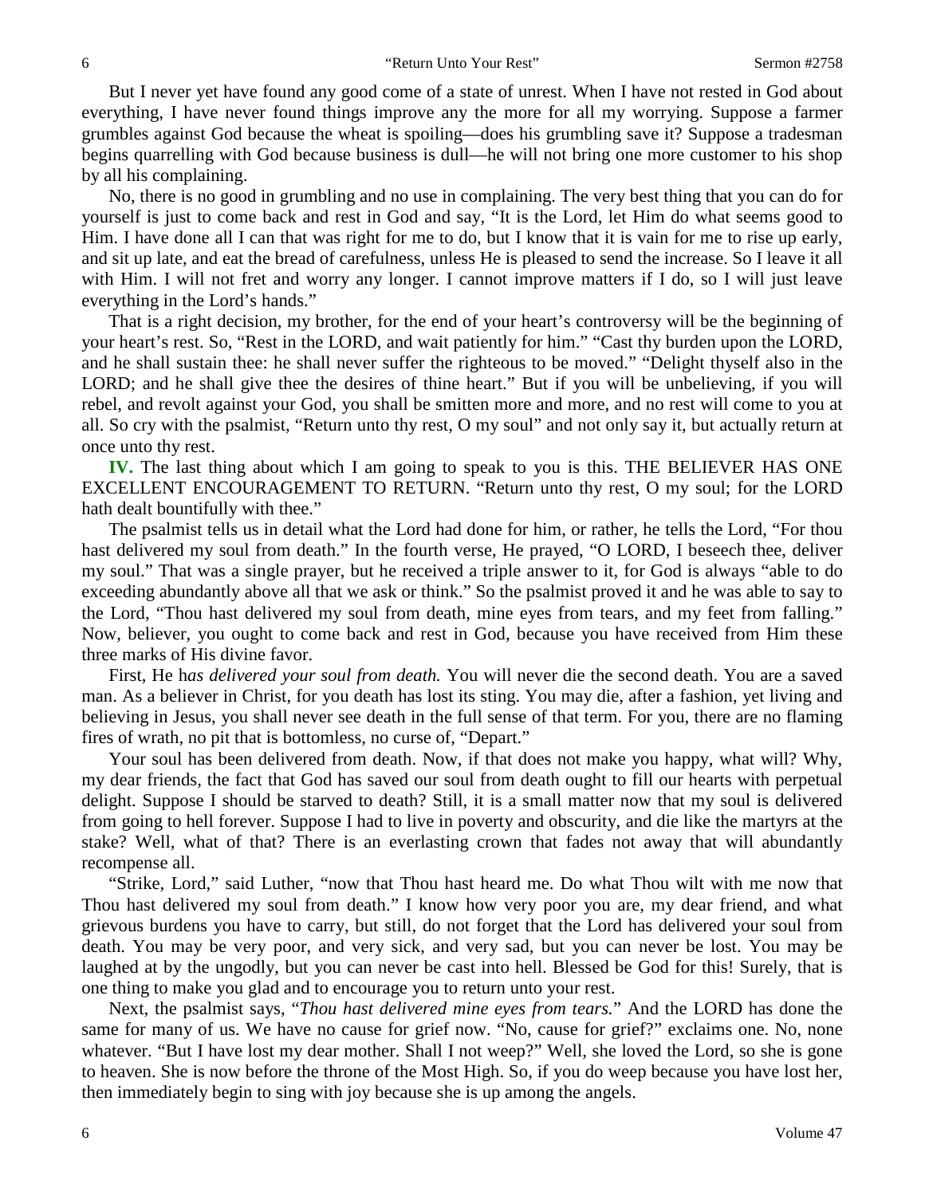But I never yet have found any good come of a state of unrest. When I have not rested in God about everything, I have never found things improve any the more for all my worrying. Suppose a farmer grumbles against God because the wheat is spoiling—does his grumbling save it? Suppose a tradesman begins quarrelling with God because business is dull—he will not bring one more customer to his shop by all his complaining.

No, there is no good in grumbling and no use in complaining. The very best thing that you can do for yourself is just to come back and rest in God and say, "It is the Lord, let Him do what seems good to Him. I have done all I can that was right for me to do, but I know that it is vain for me to rise up early, and sit up late, and eat the bread of carefulness, unless He is pleased to send the increase. So I leave it all with Him. I will not fret and worry any longer. I cannot improve matters if I do, so I will just leave everything in the Lord's hands."

That is a right decision, my brother, for the end of your heart's controversy will be the beginning of your heart's rest. So, "Rest in the LORD, and wait patiently for him." "Cast thy burden upon the LORD, and he shall sustain thee: he shall never suffer the righteous to be moved." "Delight thyself also in the LORD; and he shall give thee the desires of thine heart." But if you will be unbelieving, if you will rebel, and revolt against your God, you shall be smitten more and more, and no rest will come to you at all. So cry with the psalmist, "Return unto thy rest, O my soul" and not only say it, but actually return at once unto thy rest.

**IV.** The last thing about which I am going to speak to you is this. THE BELIEVER HAS ONE EXCELLENT ENCOURAGEMENT TO RETURN. "Return unto thy rest, O my soul; for the LORD hath dealt bountifully with thee."

The psalmist tells us in detail what the Lord had done for him, or rather, he tells the Lord, "For thou hast delivered my soul from death." In the fourth verse, He prayed, "O LORD, I beseech thee, deliver my soul." That was a single prayer, but he received a triple answer to it, for God is always "able to do exceeding abundantly above all that we ask or think." So the psalmist proved it and he was able to say to the Lord, "Thou hast delivered my soul from death, mine eyes from tears, and my feet from falling." Now, believer, you ought to come back and rest in God, because you have received from Him these three marks of His divine favor.

First, He h*as delivered your soul from death.* You will never die the second death. You are a saved man. As a believer in Christ, for you death has lost its sting. You may die, after a fashion, yet living and believing in Jesus, you shall never see death in the full sense of that term. For you, there are no flaming fires of wrath, no pit that is bottomless, no curse of, "Depart."

Your soul has been delivered from death. Now, if that does not make you happy, what will? Why, my dear friends, the fact that God has saved our soul from death ought to fill our hearts with perpetual delight. Suppose I should be starved to death? Still, it is a small matter now that my soul is delivered from going to hell forever. Suppose I had to live in poverty and obscurity, and die like the martyrs at the stake? Well, what of that? There is an everlasting crown that fades not away that will abundantly recompense all.

"Strike, Lord," said Luther, "now that Thou hast heard me. Do what Thou wilt with me now that Thou hast delivered my soul from death." I know how very poor you are, my dear friend, and what grievous burdens you have to carry, but still, do not forget that the Lord has delivered your soul from death. You may be very poor, and very sick, and very sad, but you can never be lost. You may be laughed at by the ungodly, but you can never be cast into hell. Blessed be God for this! Surely, that is one thing to make you glad and to encourage you to return unto your rest.

Next, the psalmist says, "*Thou hast delivered mine eyes from tears.*" And the LORD has done the same for many of us. We have no cause for grief now. "No, cause for grief?" exclaims one. No, none whatever. "But I have lost my dear mother. Shall I not weep?" Well, she loved the Lord, so she is gone to heaven. She is now before the throne of the Most High. So, if you do weep because you have lost her, then immediately begin to sing with joy because she is up among the angels.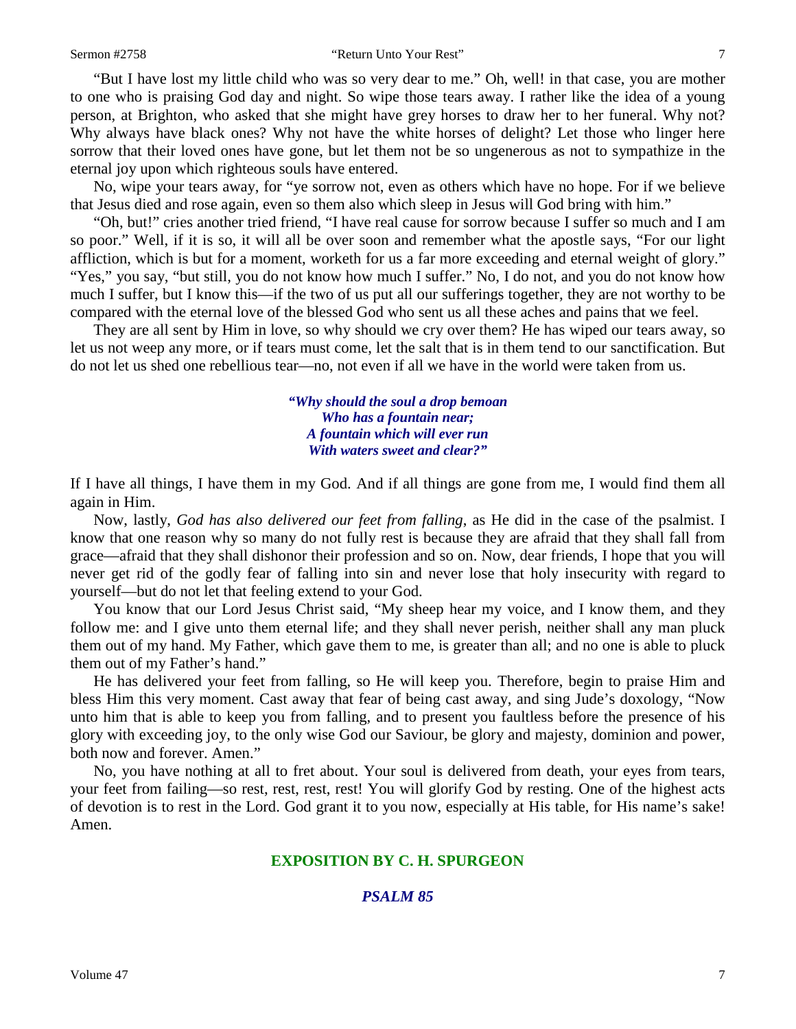"But I have lost my little child who was so very dear to me." Oh, well! in that case, you are mother to one who is praising God day and night. So wipe those tears away. I rather like the idea of a young person, at Brighton, who asked that she might have grey horses to draw her to her funeral. Why not? Why always have black ones? Why not have the white horses of delight? Let those who linger here sorrow that their loved ones have gone, but let them not be so ungenerous as not to sympathize in the eternal joy upon which righteous souls have entered.

No, wipe your tears away, for "ye sorrow not, even as others which have no hope. For if we believe that Jesus died and rose again, even so them also which sleep in Jesus will God bring with him."

"Oh, but!" cries another tried friend, "I have real cause for sorrow because I suffer so much and I am so poor." Well, if it is so, it will all be over soon and remember what the apostle says, "For our light affliction, which is but for a moment, worketh for us a far more exceeding and eternal weight of glory." "Yes," you say, "but still, you do not know how much I suffer." No, I do not, and you do not know how much I suffer, but I know this—if the two of us put all our sufferings together, they are not worthy to be compared with the eternal love of the blessed God who sent us all these aches and pains that we feel.

They are all sent by Him in love, so why should we cry over them? He has wiped our tears away, so let us not weep any more, or if tears must come, let the salt that is in them tend to our sanctification. But do not let us shed one rebellious tear—no, not even if all we have in the world were taken from us.

> ***"Why should the soul a drop bemoan***
> ***Who has a fountain near;***
> ***A fountain which will ever run***
> ***With waters sweet and clear?"***

If I have all things, I have them in my God. And if all things are gone from me, I would find them all again in Him.

Now, lastly, *God has also delivered our feet from falling*, as He did in the case of the psalmist. I know that one reason why so many do not fully rest is because they are afraid that they shall fall from grace—afraid that they shall dishonor their profession and so on. Now, dear friends, I hope that you will never get rid of the godly fear of falling into sin and never lose that holy insecurity with regard to yourself—but do not let that feeling extend to your God.

You know that our Lord Jesus Christ said, "My sheep hear my voice, and I know them, and they follow me: and I give unto them eternal life; and they shall never perish, neither shall any man pluck them out of my hand. My Father, which gave them to me, is greater than all; and no one is able to pluck them out of my Father's hand."

He has delivered your feet from falling, so He will keep you. Therefore, begin to praise Him and bless Him this very moment. Cast away that fear of being cast away, and sing Jude's doxology, "Now unto him that is able to keep you from falling, and to present you faultless before the presence of his glory with exceeding joy, to the only wise God our Saviour, be glory and majesty, dominion and power, both now and forever. Amen."

No, you have nothing at all to fret about. Your soul is delivered from death, your eyes from tears, your feet from failing—so rest, rest, rest, rest! You will glorify God by resting. One of the highest acts of devotion is to rest in the Lord. God grant it to you now, especially at His table, for His name's sake! Amen.

## EXPOSITION BY C. H. SPURGEON

### *PSALM 85*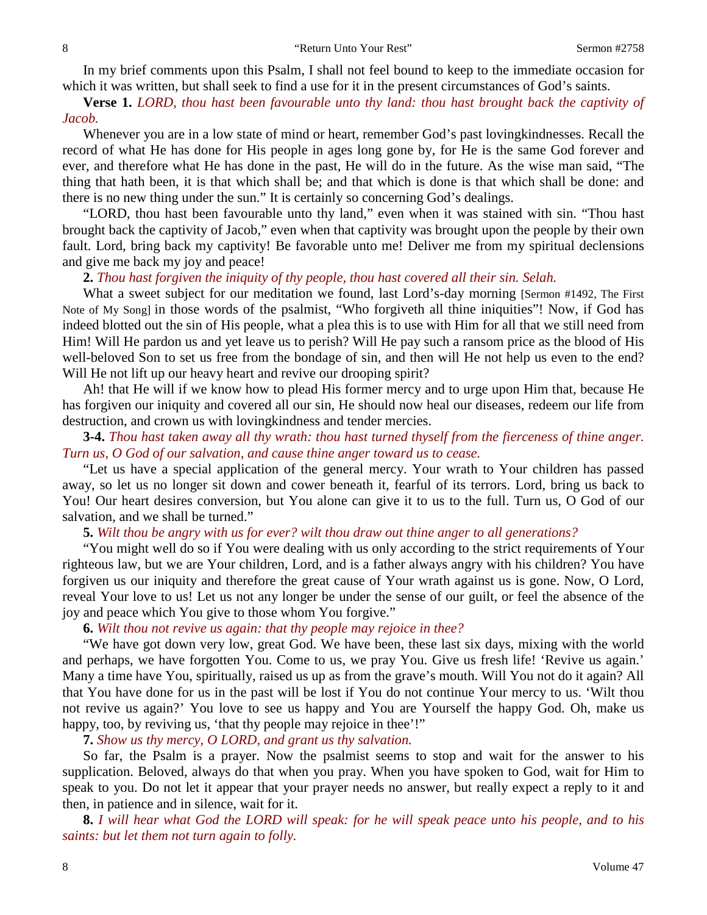In my brief comments upon this Psalm, I shall not feel bound to keep to the immediate occasion for which it was written, but shall seek to find a use for it in the present circumstances of God's saints.

**Verse 1.** *LORD, thou hast been favourable unto thy land: thou hast brought back the captivity of Jacob.*

Whenever you are in a low state of mind or heart, remember God's past lovingkindnesses. Recall the record of what He has done for His people in ages long gone by, for He is the same God forever and ever, and therefore what He has done in the past, He will do in the future. As the wise man said, "The thing that hath been, it is that which shall be; and that which is done is that which shall be done: and there is no new thing under the sun." It is certainly so concerning God's dealings.

"LORD, thou hast been favourable unto thy land," even when it was stained with sin. "Thou hast brought back the captivity of Jacob," even when that captivity was brought upon the people by their own fault. Lord, bring back my captivity! Be favorable unto me! Deliver me from my spiritual declensions and give me back my joy and peace!

**2.** *Thou hast forgiven the iniquity of thy people, thou hast covered all their sin. Selah.*

What a sweet subject for our meditation we found, last Lord's-day morning [Sermon #1492, The First Note of My Song] in those words of the psalmist, "Who forgiveth all thine iniquities"! Now, if God has indeed blotted out the sin of His people, what a plea this is to use with Him for all that we still need from Him! Will He pardon us and yet leave us to perish? Will He pay such a ransom price as the blood of His well-beloved Son to set us free from the bondage of sin, and then will He not help us even to the end? Will He not lift up our heavy heart and revive our drooping spirit?

Ah! that He will if we know how to plead His former mercy and to urge upon Him that, because He has forgiven our iniquity and covered all our sin, He should now heal our diseases, redeem our life from destruction, and crown us with lovingkindness and tender mercies.

**3-4.** *Thou hast taken away all thy wrath: thou hast turned thyself from the fierceness of thine anger. Turn us, O God of our salvation, and cause thine anger toward us to cease.*

"Let us have a special application of the general mercy. Your wrath to Your children has passed away, so let us no longer sit down and cower beneath it, fearful of its terrors. Lord, bring us back to You! Our heart desires conversion, but You alone can give it to us to the full. Turn us, O God of our salvation, and we shall be turned."

**5.** *Wilt thou be angry with us for ever? wilt thou draw out thine anger to all generations?*

"You might well do so if You were dealing with us only according to the strict requirements of Your righteous law, but we are Your children, Lord, and is a father always angry with his children? You have forgiven us our iniquity and therefore the great cause of Your wrath against us is gone. Now, O Lord, reveal Your love to us! Let us not any longer be under the sense of our guilt, or feel the absence of the joy and peace which You give to those whom You forgive."

**6.** *Wilt thou not revive us again: that thy people may rejoice in thee?*

"We have got down very low, great God. We have been, these last six days, mixing with the world and perhaps, we have forgotten You. Come to us, we pray You. Give us fresh life! 'Revive us again.' Many a time have You, spiritually, raised us up as from the grave's mouth. Will You not do it again? All that You have done for us in the past will be lost if You do not continue Your mercy to us. 'Wilt thou not revive us again?' You love to see us happy and You are Yourself the happy God. Oh, make us happy, too, by reviving us, 'that thy people may rejoice in thee'!"

**7.** *Show us thy mercy, O LORD, and grant us thy salvation.*

So far, the Psalm is a prayer. Now the psalmist seems to stop and wait for the answer to his supplication. Beloved, always do that when you pray. When you have spoken to God, wait for Him to speak to you. Do not let it appear that your prayer needs no answer, but really expect a reply to it and then, in patience and in silence, wait for it.

**8.** *I will hear what God the LORD will speak: for he will speak peace unto his people, and to his saints: but let them not turn again to folly.*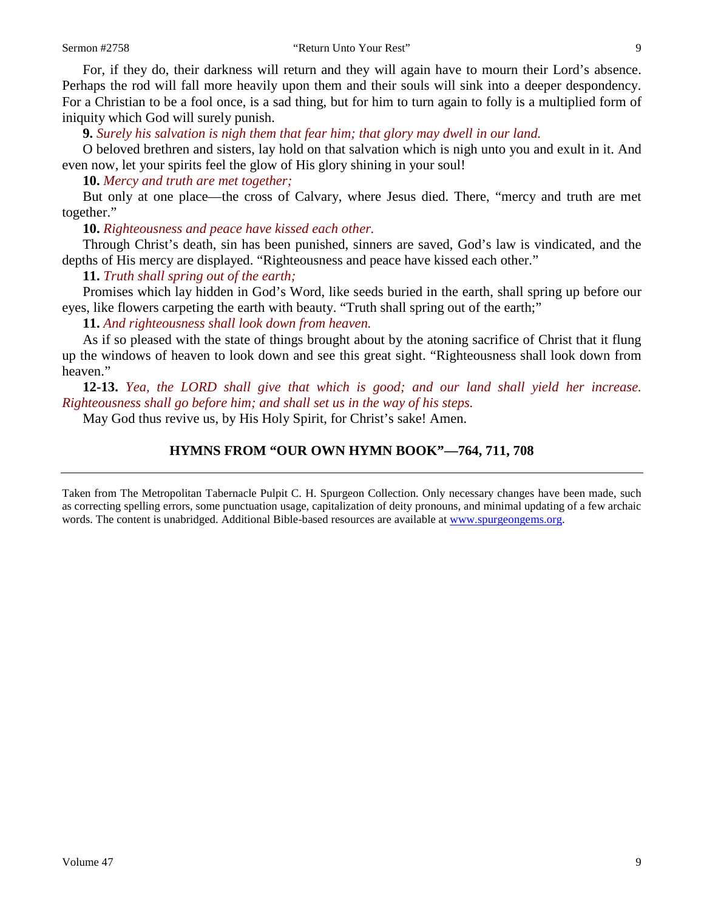For, if they do, their darkness will return and they will again have to mourn their Lord's absence. Perhaps the rod will fall more heavily upon them and their souls will sink into a deeper despondency. For a Christian to be a fool once, is a sad thing, but for him to turn again to folly is a multiplied form of iniquity which God will surely punish.

**9.** *Surely his salvation is nigh them that fear him; that glory may dwell in our land.*

O beloved brethren and sisters, lay hold on that salvation which is nigh unto you and exult in it. And even now, let your spirits feel the glow of His glory shining in your soul!

**10.** *Mercy and truth are met together;*

But only at one place—the cross of Calvary, where Jesus died. There, "mercy and truth are met together."

**10.** *Righteousness and peace have kissed each other.*

Through Christ's death, sin has been punished, sinners are saved, God's law is vindicated, and the depths of His mercy are displayed. "Righteousness and peace have kissed each other."

**11.** *Truth shall spring out of the earth;*

Promises which lay hidden in God's Word, like seeds buried in the earth, shall spring up before our eyes, like flowers carpeting the earth with beauty. "Truth shall spring out of the earth;"

**11.** *And righteousness shall look down from heaven.*

As if so pleased with the state of things brought about by the atoning sacrifice of Christ that it flung up the windows of heaven to look down and see this great sight. "Righteousness shall look down from heaven."

**12-13.** *Yea, the LORD shall give that which is good; and our land shall yield her increase. Righteousness shall go before him; and shall set us in the way of his steps.*

May God thus revive us, by His Holy Spirit, for Christ's sake! Amen.

**HYMNS FROM "OUR OWN HYMN BOOK"—764, 711, 708**

---

Taken from The Metropolitan Tabernacle Pulpit C. H. Spurgeon Collection. Only necessary changes have been made, such as correcting spelling errors, some punctuation usage, capitalization of deity pronouns, and minimal updating of a few archaic words. The content is unabridged. Additional Bible-based resources are available at www.spurgeongems.org.